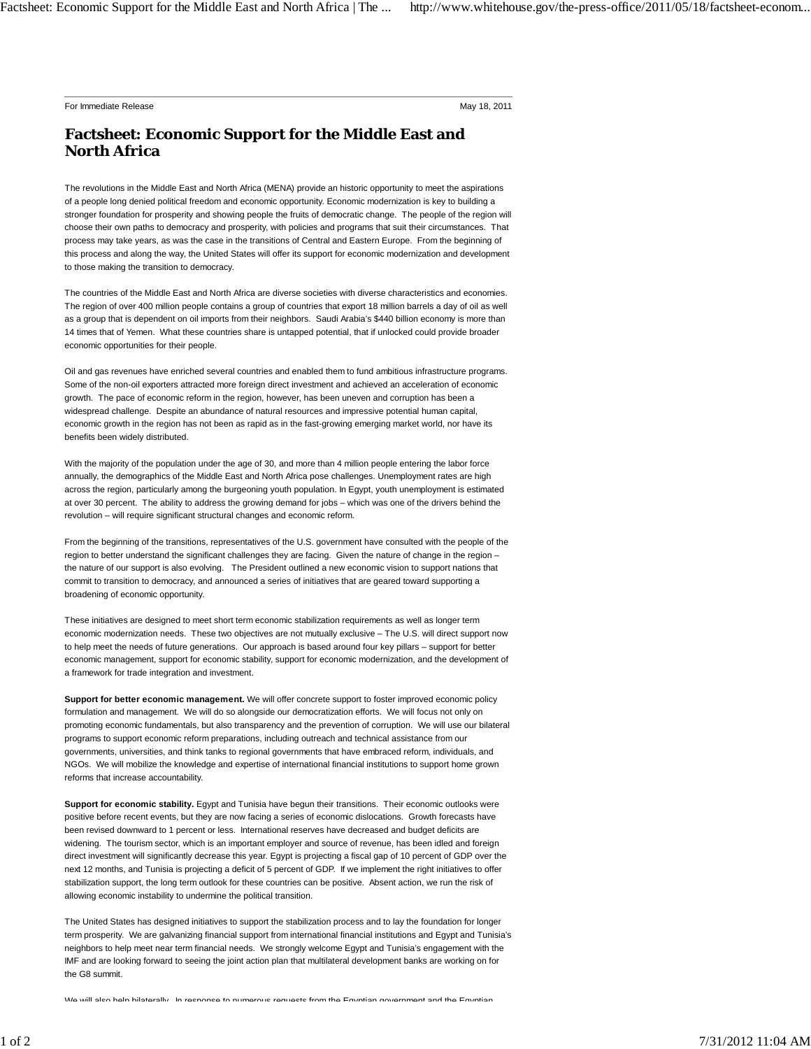For Immediate Release May 18, 2011

# Factsheet: Economic Support for the Middle East and North Africa

The revolutions in the Middle East and North Africa (MENA) provide an historic opportunity to meet the aspirations of a people long denied political freedom and economic opportunity. Economic modernization is key to building a stronger foundation for prosperity and showing people the fruits of democratic change. The people of the region will choose their own paths to democracy and prosperity, with policies and programs that suit their circumstances. That process may take years, as was the case in the transitions of Central and Eastern Europe. From the beginning of this process and along the way, the United States will offer its support for economic modernization and development to those making the transition to democracy.

The countries of the Middle East and North Africa are diverse societies with diverse characteristics and economies. The region of over 400 million people contains a group of countries that export 18 million barrels a day of oil as well as a group that is dependent on oil imports from their neighbors. Saudi Arabia's $440 billion economy is more than 14 times that of Yemen. What these countries share is untapped potential, that if unlocked could provide broader economic opportunities for their people.

Oil and gas revenues have enriched several countries and enabled them to fund ambitious infrastructure programs. Some of the non-oil exporters attracted more foreign direct investment and achieved an acceleration of economic growth. The pace of economic reform in the region, however, has been uneven and corruption has been a widespread challenge. Despite an abundance of natural resources and impressive potential human capital, economic growth in the region has not been as rapid as in the fast-growing emerging market world, nor have its benefits been widely distributed.

With the majority of the population under the age of 30, and more than 4 million people entering the labor force annually, the demographics of the Middle East and North Africa pose challenges. Unemployment rates are high across the region, particularly among the burgeoning youth population. In Egypt, youth unemployment is estimated at over 30 percent. The ability to address the growing demand for jobs – which was one of the drivers behind the revolution – will require significant structural changes and economic reform.

From the beginning of the transitions, representatives of the U.S. government have consulted with the people of the region to better understand the significant challenges they are facing. Given the nature of change in the region – the nature of our support is also evolving. The President outlined a new economic vision to support nations that commit to transition to democracy, and announced a series of initiatives that are geared toward supporting a broadening of economic opportunity.

These initiatives are designed to meet short term economic stabilization requirements as well as longer term economic modernization needs. These two objectives are not mutually exclusive – The U.S. will direct support now to help meet the needs of future generations. Our approach is based around four key pillars – support for better economic management, support for economic stability, support for economic modernization, and the development of a framework for trade integration and investment.

**Support for better economic management.** We will offer concrete support to foster improved economic policy formulation and management. We will do so alongside our democratization efforts. We will focus not only on promoting economic fundamentals, but also transparency and the prevention of corruption. We will use our bilateral programs to support economic reform preparations, including outreach and technical assistance from our governments, universities, and think tanks to regional governments that have embraced reform, individuals, and NGOs. We will mobilize the knowledge and expertise of international financial institutions to support home grown reforms that increase accountability.

**Support for economic stability.** Egypt and Tunisia have begun their transitions. Their economic outlooks were positive before recent events, but they are now facing a series of economic dislocations. Growth forecasts have been revised downward to 1 percent or less. International reserves have decreased and budget deficits are widening. The tourism sector, which is an important employer and source of revenue, has been idled and foreign direct investment will significantly decrease this year. Egypt is projecting a fiscal gap of 10 percent of GDP over the next 12 months, and Tunisia is projecting a deficit of 5 percent of GDP. If we implement the right initiatives to offer stabilization support, the long term outlook for these countries can be positive. Absent action, we run the risk of allowing economic instability to undermine the political transition.

The United States has designed initiatives to support the stabilization process and to lay the foundation for longer term prosperity. We are galvanizing financial support from international financial institutions and Egypt and Tunisia's neighbors to help meet near term financial needs. We strongly welcome Egypt and Tunisia's engagement with the IMF and are looking forward to seeing the joint action plan that multilateral development banks are working on for the G8 summit.

We will also help bilaterally. In response to numerous requests from the Egyptian government and the Egyptian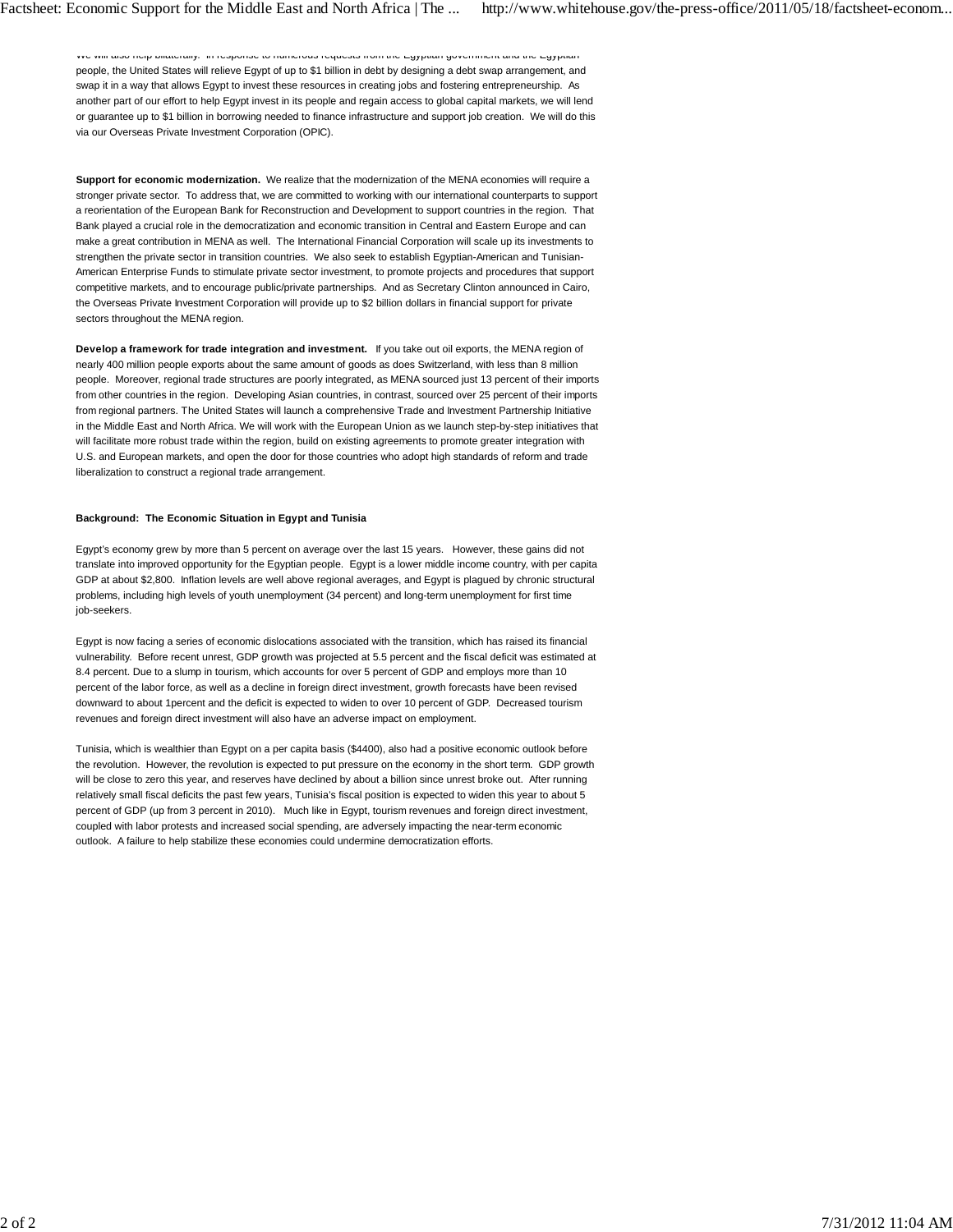We will also help bilaterally. In response to numerous requests from the Egyptian government and the Egyptian people, the United States will relieve Egypt of up to $1 billion in debt by designing a debt swap arrangement, and swap it in a way that allows Egypt to invest these resources in creating jobs and fostering entrepreneurship. As another part of our effort to help Egypt invest in its people and regain access to global capital markets, we will lend or guarantee up to $1 billion in borrowing needed to finance infrastructure and support job creation. We will do this via our Overseas Private Investment Corporation (OPIC).

**Support for economic modernization.** We realize that the modernization of the MENA economies will require a stronger private sector. To address that, we are committed to working with our international counterparts to support a reorientation of the European Bank for Reconstruction and Development to support countries in the region. That Bank played a crucial role in the democratization and economic transition in Central and Eastern Europe and can make a great contribution in MENA as well. The International Financial Corporation will scale up its investments to strengthen the private sector in transition countries. We also seek to establish Egyptian-American and Tunisian-American Enterprise Funds to stimulate private sector investment, to promote projects and procedures that support competitive markets, and to encourage public/private partnerships. And as Secretary Clinton announced in Cairo, the Overseas Private Investment Corporation will provide up to $2 billion dollars in financial support for private sectors throughout the MENA region.

**Develop a framework for trade integration and investment.** If you take out oil exports, the MENA region of nearly 400 million people exports about the same amount of goods as does Switzerland, with less than 8 million people. Moreover, regional trade structures are poorly integrated, as MENA sourced just 13 percent of their imports from other countries in the region. Developing Asian countries, in contrast, sourced over 25 percent of their imports from regional partners. The United States will launch a comprehensive Trade and Investment Partnership Initiative in the Middle East and North Africa. We will work with the European Union as we launch step-by-step initiatives that will facilitate more robust trade within the region, build on existing agreements to promote greater integration with U.S. and European markets, and open the door for those countries who adopt high standards of reform and trade liberalization to construct a regional trade arrangement.

**Background: The Economic Situation in Egypt and Tunisia**

Egypt's economy grew by more than 5 percent on average over the last 15 years. However, these gains did not translate into improved opportunity for the Egyptian people. Egypt is a lower middle income country, with per capita GDP at about $2,800. Inflation levels are well above regional averages, and Egypt is plagued by chronic structural problems, including high levels of youth unemployment (34 percent) and long-term unemployment for first time job-seekers.

Egypt is now facing a series of economic dislocations associated with the transition, which has raised its financial vulnerability. Before recent unrest, GDP growth was projected at 5.5 percent and the fiscal deficit was estimated at 8.4 percent. Due to a slump in tourism, which accounts for over 5 percent of GDP and employs more than 10 percent of the labor force, as well as a decline in foreign direct investment, growth forecasts have been revised downward to about 1percent and the deficit is expected to widen to over 10 percent of GDP. Decreased tourism revenues and foreign direct investment will also have an adverse impact on employment.

Tunisia, which is wealthier than Egypt on a per capita basis ($4400), also had a positive economic outlook before the revolution. However, the revolution is expected to put pressure on the economy in the short term. GDP growth will be close to zero this year, and reserves have declined by about a billion since unrest broke out. After running relatively small fiscal deficits the past few years, Tunisia's fiscal position is expected to widen this year to about 5 percent of GDP (up from 3 percent in 2010). Much like in Egypt, tourism revenues and foreign direct investment, coupled with labor protests and increased social spending, are adversely impacting the near-term economic outlook. A failure to help stabilize these economies could undermine democratization efforts.